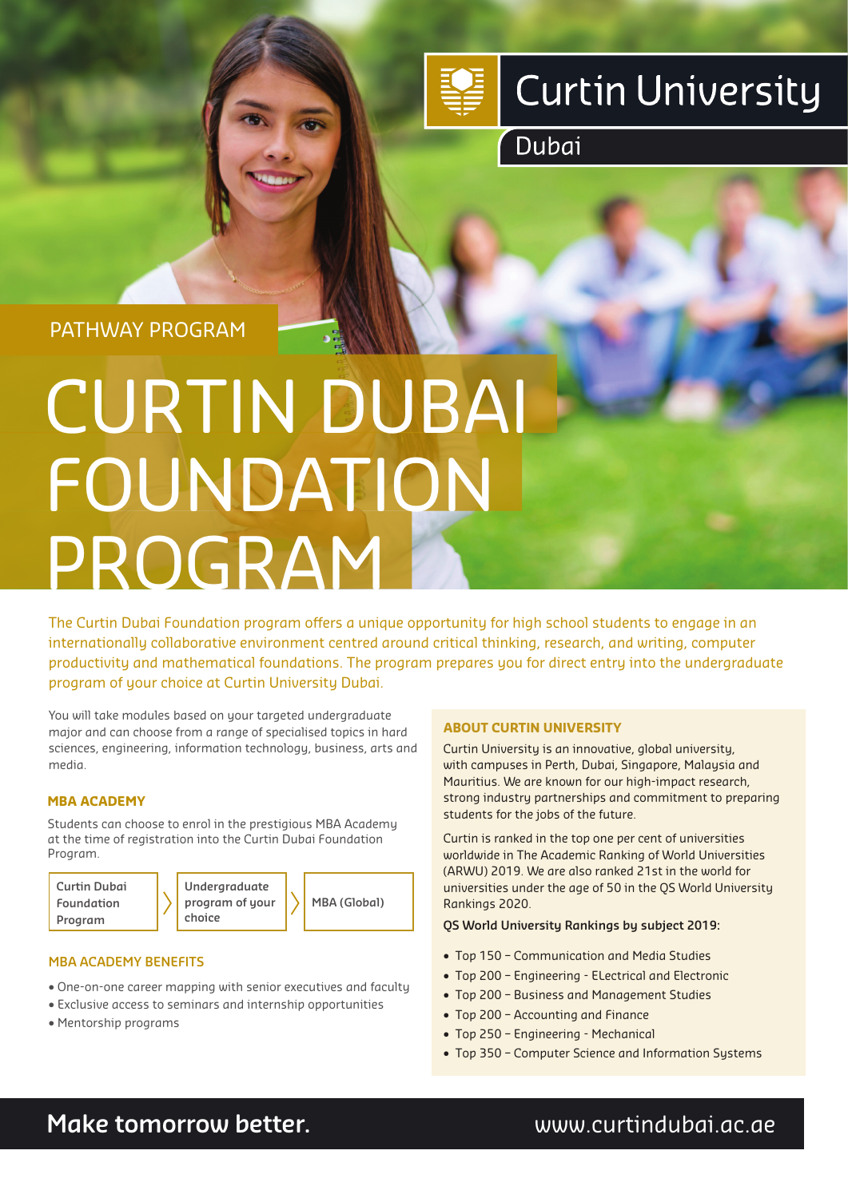Curtin University

Dubai

PATHWAY PROGRAM

# CURTIN DUBAI FOUNDATION PROGRAM

The Curtin Dubai Foundation program offers a unique opportunity for high school students to engage in an internationally collaborative environment centred around critical thinking, research, and writing, computer productivity and mathematical foundations. The program prepares you for direct entry into the undergraduate program of your choice at Curtin University Dubai.

You will take modules based on your targeted undergraduate major and can choose from a range of specialised topics in hard sciences, engineering, information technology, business, arts and media.

### MBA ACADEMY

Students can choose to enrol in the prestigious MBA Academy at the time of registration into the Curtin Dubai Foundation Program.

Curtin Dubai Foundation Program 〉 Undergraduate program of your choice 〉 MBA (Global)

### MBA ACADEMY BENEFITS

- One-on-one career mapping with senior executives and faculty
- Exclusive access to seminars and internship opportunities
- Mentorship programs

### ABOUT CURTIN UNIVERSITY

Curtin University is an innovative, global university, with campuses in Perth, Dubai, Singapore, Malaysia and Mauritius. We are known for our high-impact research, strong industry partnerships and commitment to preparing students for the jobs of the future.

Curtin is ranked in the top one per cent of universities worldwide in The Academic Ranking of World Universities (ARWU) 2019. We are also ranked 21st in the world for universities under the age of 50 in the QS World University Rankings 2020.

**QS World University Rankings by subject 2019:**

- Top 150 – Communication and Media Studies
- Top 200 – Engineering - ELectrical and Electronic
- Top 200 – Business and Management Studies
- Top 200 – Accounting and Finance
- Top 250 – Engineering - Mechanical
- Top 350 – Computer Science and Information Systems

**Make tomorrow better.** www.curtindubai.ac.ae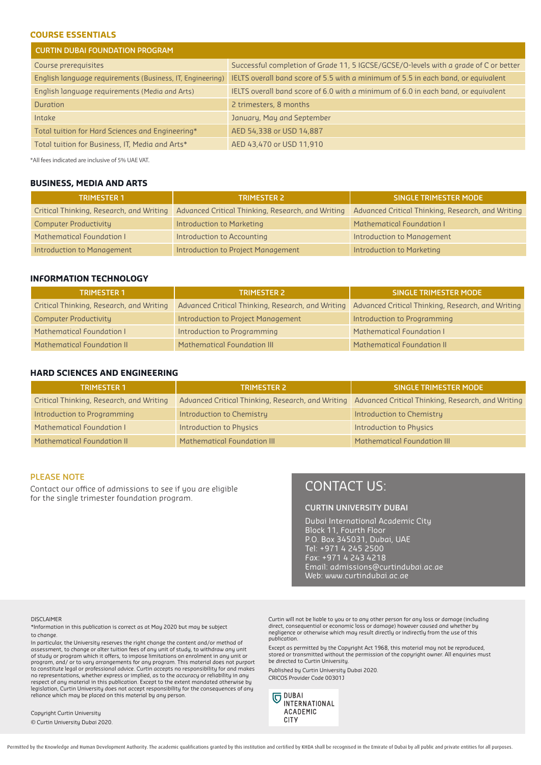## COURSE ESSENTIALS

| CURTIN DUBAI FOUNDATION PROGRAM | |
|---|---|
| Course prerequisites | Successful completion of Grade 11, 5 IGCSE/GCSE/O-levels with a grade of C or better |
| English language requirements (Business, IT, Engineering) | IELTS overall band score of 5.5 with a minimum of 5.5 in each band, or equivalent |
| English language requirements (Media and Arts) | IELTS overall band score of 6.0 with a minimum of 6.0 in each band, or equivalent |
| Duration | 2 trimesters, 8 months |
| Intake | January, May and September |
| Total tuition for Hard Sciences and Engineering* | AED 54,338 or USD 14,887 |
| Total tuition for Business, IT, Media and Arts* | AED 43,470 or USD 11,910 |

*All fees indicated are inclusive of 5% UAE VAT.

### BUSINESS, MEDIA AND ARTS

| TRIMESTER 1 | TRIMESTER 2 | SINGLE TRIMESTER MODE |
|---|---|---|
| Critical Thinking, Research, and Writing | Advanced Critical Thinking, Research, and Writing | Advanced Critical Thinking, Research, and Writing |
| Computer Productivity | Introduction to Marketing | Mathematical Foundation I |
| Mathematical Foundation I | Introduction to Accounting | Introduction to Management |
| Introduction to Management | Introduction to Project Management | Introduction to Marketing |

### INFORMATION TECHNOLOGY

| TRIMESTER 1 | TRIMESTER 2 | SINGLE TRIMESTER MODE |
|---|---|---|
| Critical Thinking, Research, and Writing | Advanced Critical Thinking, Research, and Writing | Advanced Critical Thinking, Research, and Writing |
| Computer Productivity | Introduction to Project Management | Introduction to Programming |
| Mathematical Foundation I | Introduction to Programming | Mathematical Foundation I |
| Mathematical Foundation II | Mathematical Foundation III | Mathematical Foundation II |

### HARD SCIENCES AND ENGINEERING

| TRIMESTER 1 | TRIMESTER 2 | SINGLE TRIMESTER MODE |
|---|---|---|
| Critical Thinking, Research, and Writing | Advanced Critical Thinking, Research, and Writing | Advanced Critical Thinking, Research, and Writing |
| Introduction to Programming | Introduction to Chemistry | Introduction to Chemistry |
| Mathematical Foundation I | Introduction to Physics | Introduction to Physics |
| Mathematical Foundation II | Mathematical Foundation III | Mathematical Foundation III |

### PLEASE NOTE

Contact our office of admissions to see if you are eligible for the single trimester foundation program.

## CONTACT US:

**CURTIN UNIVERSITY DUBAI**

Dubai International Academic City
Block 11, Fourth Floor
P.O. Box 345031, Dubai, UAE
Tel: +971 4 245 2500
Fax: +971 4 243 4218
Email: admissions@curtindubai.ac.ae
Web: www.curtindubai.ac.ae

DISCLAIMER

*Information in this publication is correct as at May 2020 but may be subject to change.

In particular, the University reserves the right change the content and/or method of assessment, to change or alter tuition fees of any unit of study, to withdraw any unit of study or program which it offers, to impose limitations on enrolment in any unit or program, and/ or to vary arrangements for any program. This material does not purport to constitute legal or professional advice. Curtin accepts no responsibility for and makes no representations, whether express or implied, as to the accuracy or reliability in any respect of any material in this publication. Except to the extent mandated otherwise by legislation, Curtin University does not accept responsibility for the consequences of any reliance which may be placed on this material by any person.

Copyright Curtin University

© Curtin University Dubai 2020.

Curtin will not be liable to you or to any other person for any loss or damage (including direct, consequential or economic loss or damage) however caused and whether by negligence or otherwise which may result directly or indirectly from the use of this publication.

Except as permitted by the Copyright Act 1968, this material may not be reproduced, stored or transmitted without the permission of the copyright owner. All enquiries must be directed to Curtin University.

Published by Curtin University Dubai 2020.

CRICOS Provider Code 00301J

DUBAI INTERNATIONAL ACADEMIC CITY

Permitted by the Knowledge and Human Development Authority. The academic qualifications granted by this institution and certified by KHDA shall be recognised in the Emirate of Dubai by all public and private entities for all purposes.